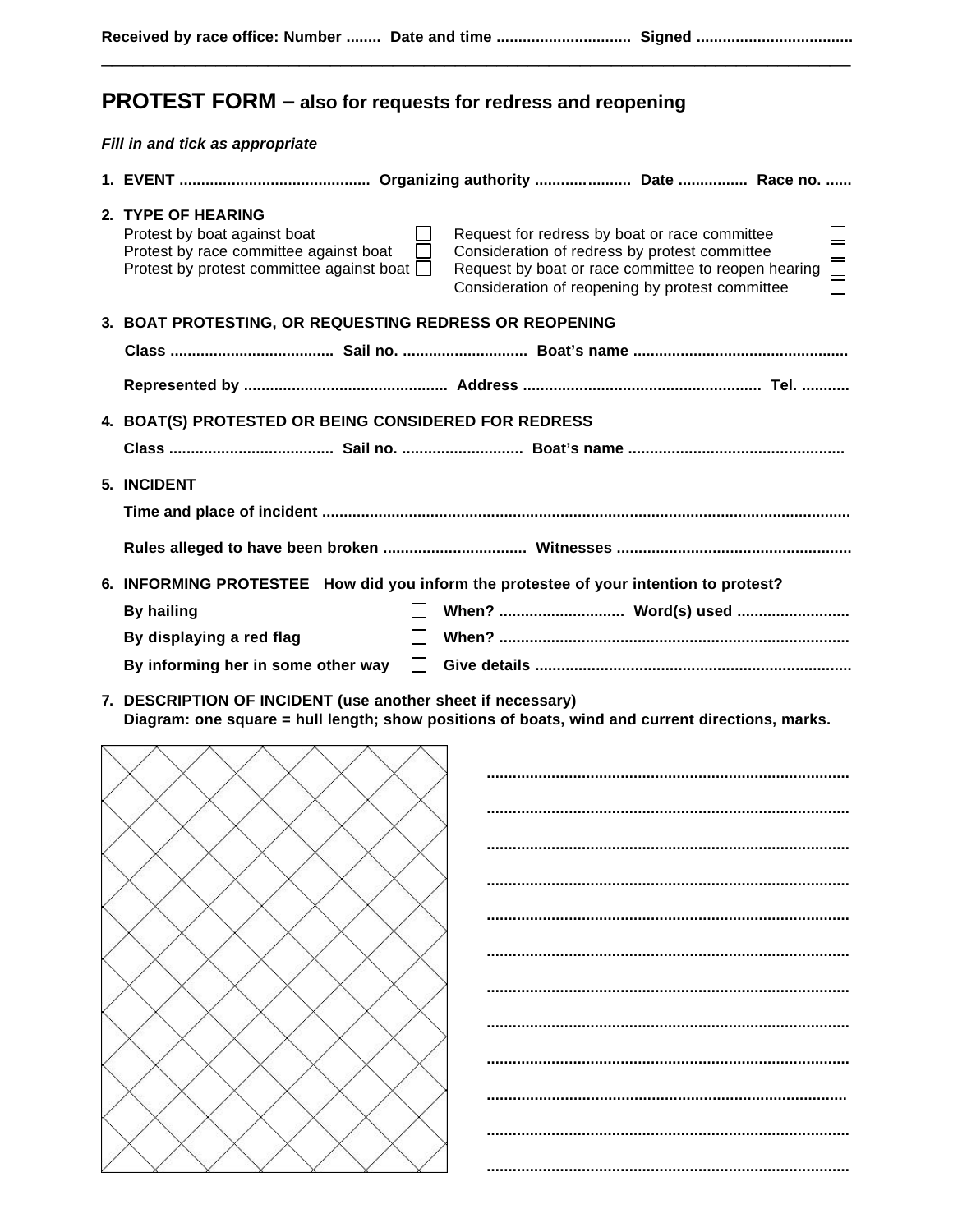**Received by race office: Number ........ Date and time .............................. Signed ...................................**

---

# PROTEST FORM – also for requests for redress and reopening

***Fill in and tick as appropriate***

**1. EVENT ............................................ Organizing authority ...................... Date ................ Race no. ......**

**2. TYPE OF HEARING**

Protest by boat against boat ☐
Protest by race committee against boat ☐
Protest by protest committee against boat ☐
Request for redress by boat or race committee ☐
Consideration of redress by protest committee ☐
Request by boat or race committee to reopen hearing ☐
Consideration of reopening by protest committee ☐

**3. BOAT PROTESTING, OR REQUESTING REDRESS OR REOPENING**

**Class ...................................... Sail no. ............................. Boat's name .................................................**

**Represented by .............................................. Address ...................................................... Tel. ...........**

**4. BOAT(S) PROTESTED OR BEING CONSIDERED FOR REDRESS**

**Class ...................................... Sail no. ............................ Boat's name .................................................**

**5. INCIDENT**

**Time and place of incident ........................................................................................................................**

**Rules alleged to have been broken ................................ Witnesses .....................................................**

**6. INFORMING PROTESTEE** How did you inform the protestee of your intention to protest?

**By hailing** ☐ **When? ............................ Word(s) used .........................**

**By displaying a red flag** ☐ **When? ................................................................................**

**By informing her in some other way** ☐ **Give details ........................................................................**

**7. DESCRIPTION OF INCIDENT (use another sheet if necessary)**
**Diagram: one square = hull length; show positions of boats, wind and current directions, marks.**

...................................................................................
...................................................................................
...................................................................................
...................................................................................
...................................................................................
...................................................................................
...................................................................................
...................................................................................
...................................................................................
...................................................................................
...................................................................................
...................................................................................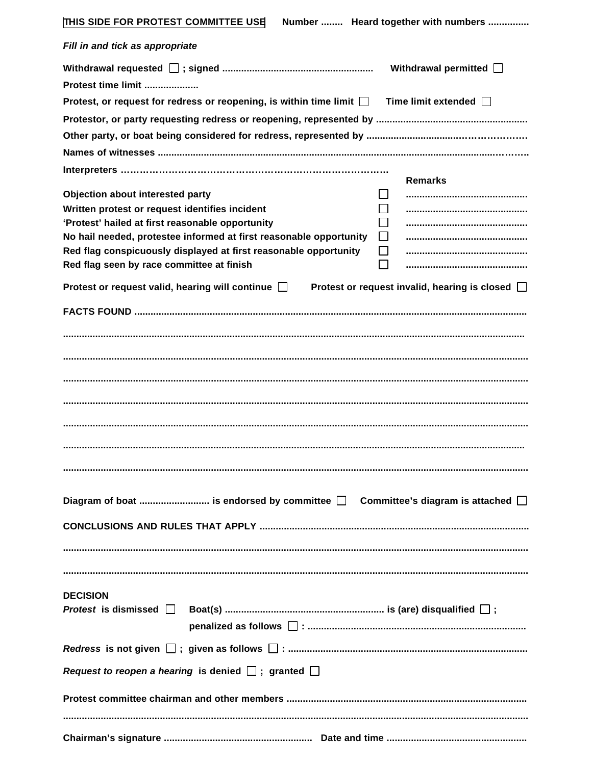**THIS SIDE FOR PROTEST COMMITTEE USE** **Number ........ Heard together with numbers ...............**

***Fill in and tick as appropriate***

**Withdrawal requested ☐ ; signed ........................................................ Withdrawal permitted ☐**

**Protest time limit ....................**

**Protest, or request for redress or reopening, is within time limit ☐ Time limit extended ☐**

**Protestor, or party requesting redress or reopening, represented by ........................................................**

**Other party, or boat being considered for redress, represented by ........................................................**

**Names of witnesses ........................................................................................................................................**

**Interpreters ……………………………………………………………………………**

| | | **Remarks** |
|---|---|---|
| **Objection about interested party** | ☐ | ............................................ |
| **Written protest or request identifies incident** | ☐ | ............................................ |
| **'Protest' hailed at first reasonable opportunity** | ☐ | ............................................ |
| **No hail needed, protestee informed at first reasonable opportunity** | ☐ | ............................................ |
| **Red flag conspicuously displayed at first reasonable opportunity** | ☐ | ............................................ |
| **Red flag seen by race committee at finish** | ☐ | ............................................ |

**Protest or request valid, hearing will continue ☐ Protest or request invalid, hearing is closed ☐**

**FACTS FOUND** ...............................................................................................................................................

........................................................................................................................................................................

........................................................................................................................................................................

........................................................................................................................................................................

........................................................................................................................................................................

........................................................................................................................................................................

........................................................................................................................................................................

........................................................................................................................................................................

**Diagram of boat .......................... is endorsed by committee ☐ Committee's diagram is attached ☐**

**CONCLUSIONS AND RULES THAT APPLY** ...................................................................................................

........................................................................................................................................................................

........................................................................................................................................................................

**DECISION**

***Protest* is dismissed ☐ Boat(s) .......................................................... is (are) disqualified ☐ ;**

**penalized as follows ☐ : ................................................................................**

***Redress* is not given ☐ ; given as follows ☐ : ........................................................................................**

***Request to reopen a hearing* is denied ☐ ; granted ☐**

**Protest committee chairman and other members** ........................................................................................

........................................................................................................................................................................

**Chairman's signature ...................................................... Date and time ...................................................**